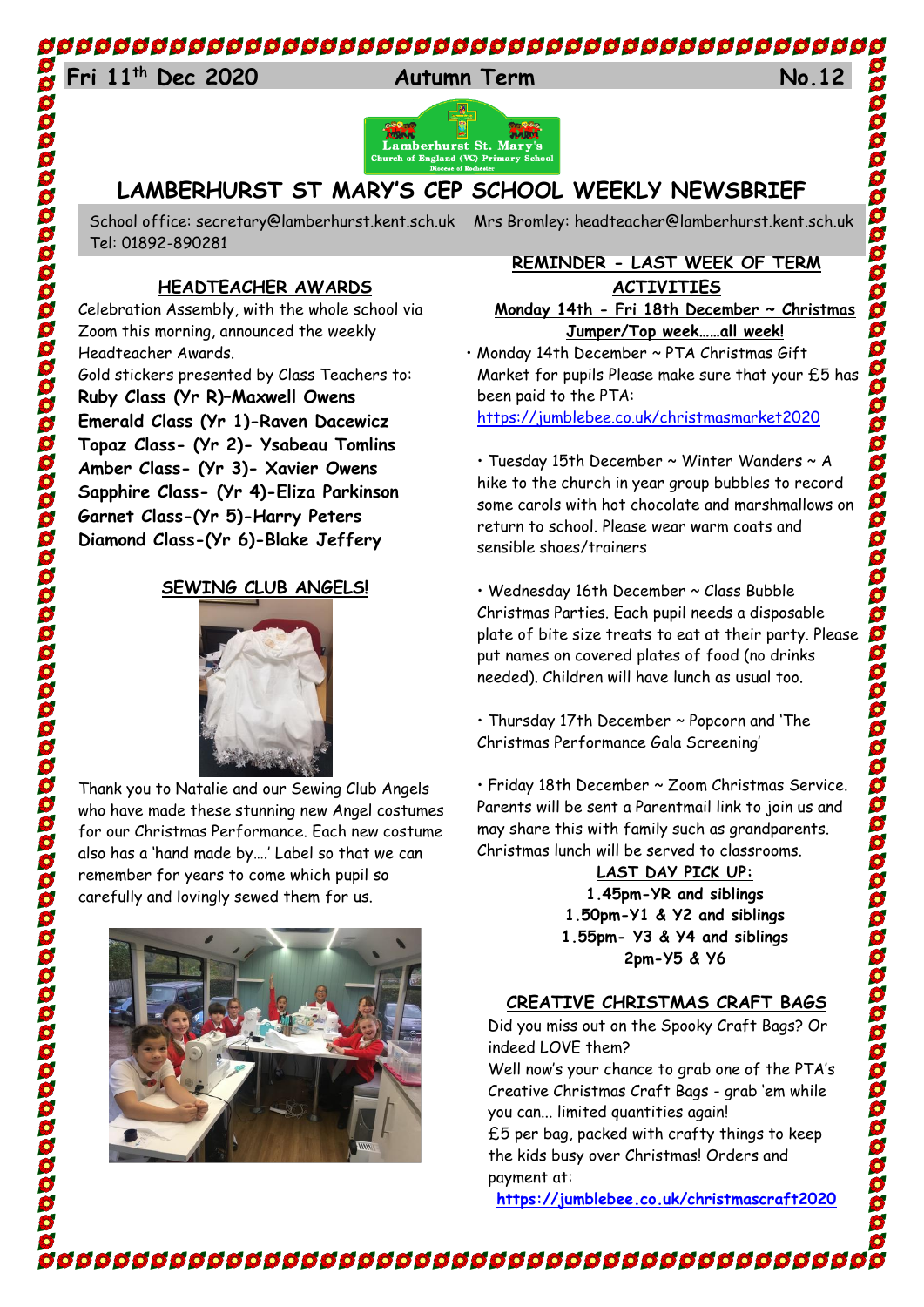Fri 11th Dec 2020 **Autumn Term** **No.12**

# LAMBERHURST ST MARY'S CEP SCHOOL WEEKLY NEWSBRIEF

School office: secretary@lamberhurst.kent.sch.uk Mrs Bromley: headteacher@lamberhurst.kent.sch.uk Tel: 01892-890281

## HEADTEACHER AWARDS

Celebration Assembly, with the whole school via Zoom this morning, announced the weekly Headteacher Awards.

Gold stickers presented by Class Teachers to:

**Ruby Class (Yr R)–Maxwell Owens**
**Emerald Class (Yr 1)-Raven Dacewicz**
**Topaz Class- (Yr 2)- Ysabeau Tomlins**
**Amber Class- (Yr 3)- Xavier Owens**
**Sapphire Class- (Yr 4)-Eliza Parkinson**
**Garnet Class-(Yr 5)-Harry Peters**
**Diamond Class-(Yr 6)-Blake Jeffery**

## SEWING CLUB ANGELS!

Thank you to Natalie and our Sewing Club Angels who have made these stunning new Angel costumes for our Christmas Performance. Each new costume also has a 'hand made by….' Label so that we can remember for years to come which pupil so carefully and lovingly sewed them for us.

## REMINDER - LAST WEEK OF TERM ACTIVITIES

**Monday 14th - Fri 18th December ~ Christmas Jumper/Top week……all week!**

- Monday 14th December ~ PTA Christmas Gift Market for pupils Please make sure that your £5 has been paid to the PTA: https://jumblebee.co.uk/christmasmarket2020
- Tuesday 15th December ~ Winter Wanders ~ A hike to the church in year group bubbles to record some carols with hot chocolate and marshmallows on return to school. Please wear warm coats and sensible shoes/trainers
- Wednesday 16th December ~ Class Bubble Christmas Parties. Each pupil needs a disposable plate of bite size treats to eat at their party. Please put names on covered plates of food (no drinks needed). Children will have lunch as usual too.
- Thursday 17th December ~ Popcorn and 'The Christmas Performance Gala Screening'
- Friday 18th December ~ Zoom Christmas Service. Parents will be sent a Parentmail link to join us and may share this with family such as grandparents. Christmas lunch will be served to classrooms.

**LAST DAY PICK UP:**

**1.45pm-YR and siblings**
**1.50pm-Y1 & Y2 and siblings**
**1.55pm- Y3 & Y4 and siblings**
**2pm-Y5 & Y6**

## CREATIVE CHRISTMAS CRAFT BAGS

Did you miss out on the Spooky Craft Bags? Or indeed LOVE them?

Well now's your chance to grab one of the PTA's Creative Christmas Craft Bags - grab 'em while you can... limited quantities again!

£5 per bag, packed with crafty things to keep the kids busy over Christmas! Orders and payment at:

**https://jumblebee.co.uk/christmascraft2020**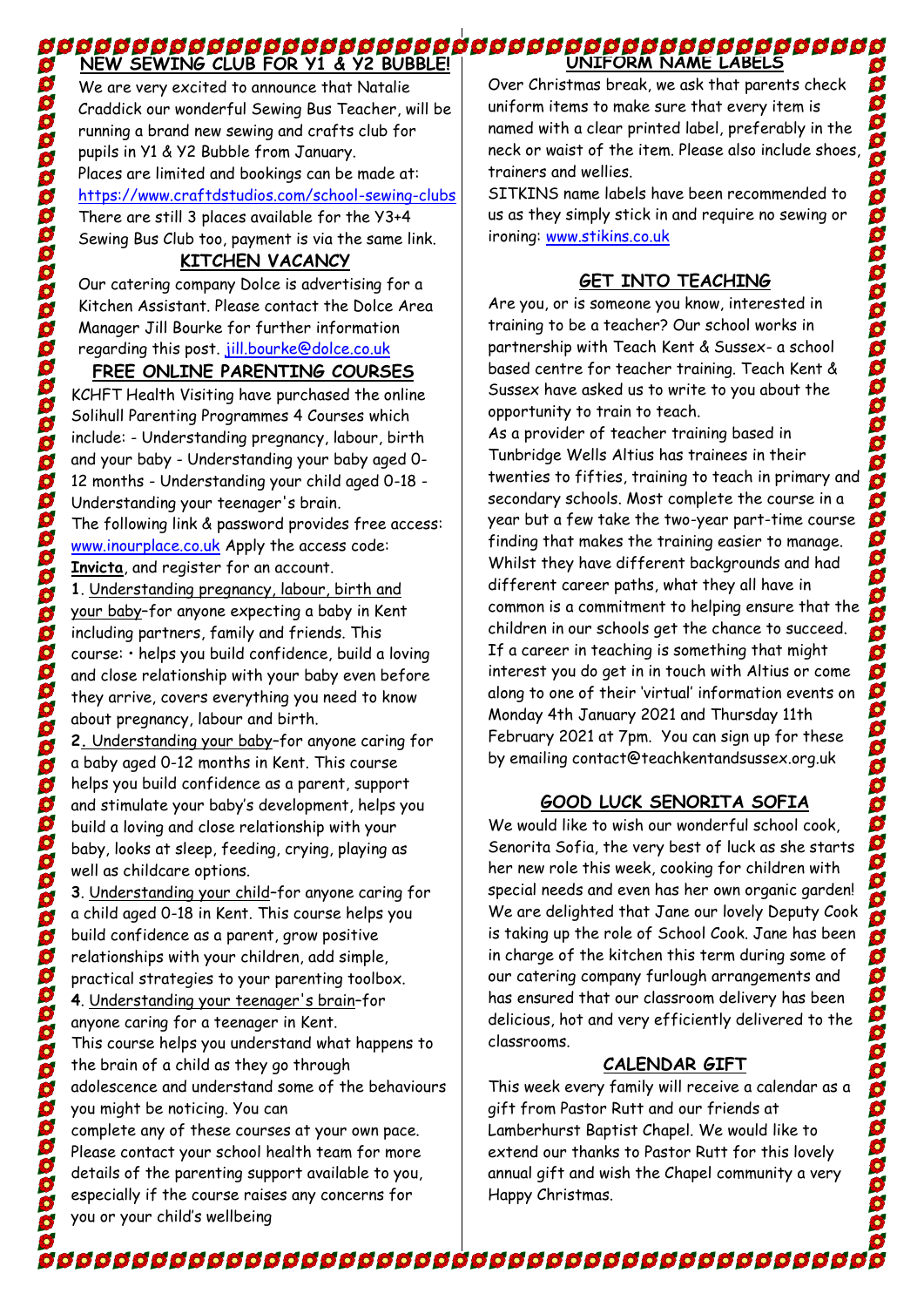## NEW SEWING CLUB FOR Y1 & Y2 BUBBLE!

We are very excited to announce that Natalie Craddick our wonderful Sewing Bus Teacher, will be running a brand new sewing and crafts club for pupils in Y1 & Y2 Bubble from January.

Places are limited and bookings can be made at: https://www.craftdstudios.com/school-sewing-clubs

There are still 3 places available for the Y3+4 Sewing Bus Club too, payment is via the same link.

## KITCHEN VACANCY

Our catering company Dolce is advertising for a Kitchen Assistant. Please contact the Dolce Area Manager Jill Bourke for further information regarding this post. jill.bourke@dolce.co.uk

## FREE ONLINE PARENTING COURSES

KCHFT Health Visiting have purchased the online Solihull Parenting Programmes 4 Courses which include: - Understanding pregnancy, labour, birth and your baby - Understanding your baby aged 0-12 months - Understanding your child aged 0-18 - Understanding your teenager's brain.

The following link & password provides free access: www.inourplace.co.uk Apply the access code: **Invicta**, and register for an account.

**1**. Understanding pregnancy, labour, birth and your baby–for anyone expecting a baby in Kent including partners, family and friends. This course: • helps you build confidence, build a loving and close relationship with your baby even before they arrive, covers everything you need to know about pregnancy, labour and birth.

**2**. Understanding your baby–for anyone caring for a baby aged 0-12 months in Kent. This course helps you build confidence as a parent, support and stimulate your baby's development, helps you build a loving and close relationship with your baby, looks at sleep, feeding, crying, playing as well as childcare options.

**3**. Understanding your child–for anyone caring for a child aged 0-18 in Kent. This course helps you build confidence as a parent, grow positive relationships with your children, add simple, practical strategies to your parenting toolbox.

**4**. Understanding your teenager's brain–for anyone caring for a teenager in Kent.

This course helps you understand what happens to the brain of a child as they go through adolescence and understand some of the behaviours you might be noticing. You can complete any of these courses at your own pace. Please contact your school health team for more details of the parenting support available to you, especially if the course raises any concerns for you or your child's wellbeing

## UNIFORM NAME LABELS

Over Christmas break, we ask that parents check uniform items to make sure that every item is named with a clear printed label, preferably in the neck or waist of the item. Please also include shoes, trainers and wellies.

SITKINS name labels have been recommended to us as they simply stick in and require no sewing or ironing: www.stikins.co.uk

## GET INTO TEACHING

Are you, or is someone you know, interested in training to be a teacher? Our school works in partnership with Teach Kent & Sussex- a school based centre for teacher training. Teach Kent & Sussex have asked us to write to you about the opportunity to train to teach.

As a provider of teacher training based in Tunbridge Wells Altius has trainees in their twenties to fifties, training to teach in primary and secondary schools. Most complete the course in a year but a few take the two-year part-time course finding that makes the training easier to manage. Whilst they have different backgrounds and had different career paths, what they all have in common is a commitment to helping ensure that the children in our schools get the chance to succeed. If a career in teaching is something that might interest you do get in in touch with Altius or come along to one of their 'virtual' information events on Monday 4th January 2021 and Thursday 11th February 2021 at 7pm. You can sign up for these by emailing contact@teachkentandsussex.org.uk

## GOOD LUCK SENORITA SOFIA

We would like to wish our wonderful school cook, Senorita Sofia, the very best of luck as she starts her new role this week, cooking for children with special needs and even has her own organic garden! We are delighted that Jane our lovely Deputy Cook is taking up the role of School Cook. Jane has been in charge of the kitchen this term during some of our catering company furlough arrangements and has ensured that our classroom delivery has been delicious, hot and very efficiently delivered to the classrooms.

## CALENDAR GIFT

This week every family will receive a calendar as a gift from Pastor Rutt and our friends at Lamberhurst Baptist Chapel. We would like to extend our thanks to Pastor Rutt for this lovely annual gift and wish the Chapel community a very Happy Christmas.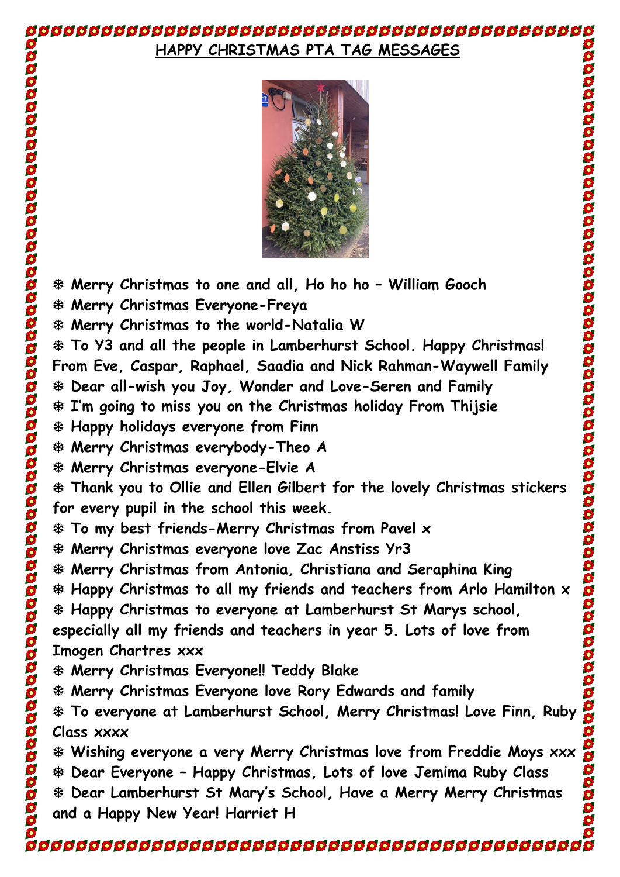## **HAPPY CHRISTMAS PTA TAG MESSAGES**

- **Merry Christmas to one and all, Ho ho ho – William Gooch**
- **Merry Christmas Everyone-Freya**
- **Merry Christmas to the world-Natalia W**
- **To Y3 and all the people in Lamberhurst School. Happy Christmas! From Eve, Caspar, Raphael, Saadia and Nick Rahman-Waywell Family**
- **Dear all-wish you Joy, Wonder and Love-Seren and Family**
- **I'm going to miss you on the Christmas holiday From Thijsie**
- **Happy holidays everyone from Finn**
- **Merry Christmas everybody-Theo A**
- **Merry Christmas everyone-Elvie A**
- **Thank you to Ollie and Ellen Gilbert for the lovely Christmas stickers for every pupil in the school this week.**
- **To my best friends-Merry Christmas from Pavel x**
- **Merry Christmas everyone love Zac Anstiss Yr3**
- **Merry Christmas from Antonia, Christiana and Seraphina King**
- **Happy Christmas to all my friends and teachers from Arlo Hamilton x**
- **Happy Christmas to everyone at Lamberhurst St Marys school, especially all my friends and teachers in year 5. Lots of love from Imogen Chartres xxx**
- **Merry Christmas Everyone!! Teddy Blake**
- **Merry Christmas Everyone love Rory Edwards and family**
- **To everyone at Lamberhurst School, Merry Christmas! Love Finn, Ruby Class xxxx**
- **Wishing everyone a very Merry Christmas love from Freddie Moys xxx**
- **Dear Everyone – Happy Christmas, Lots of love Jemima Ruby Class**
- **Dear Lamberhurst St Mary's School, Have a Merry Merry Christmas and a Happy New Year! Harriet H**